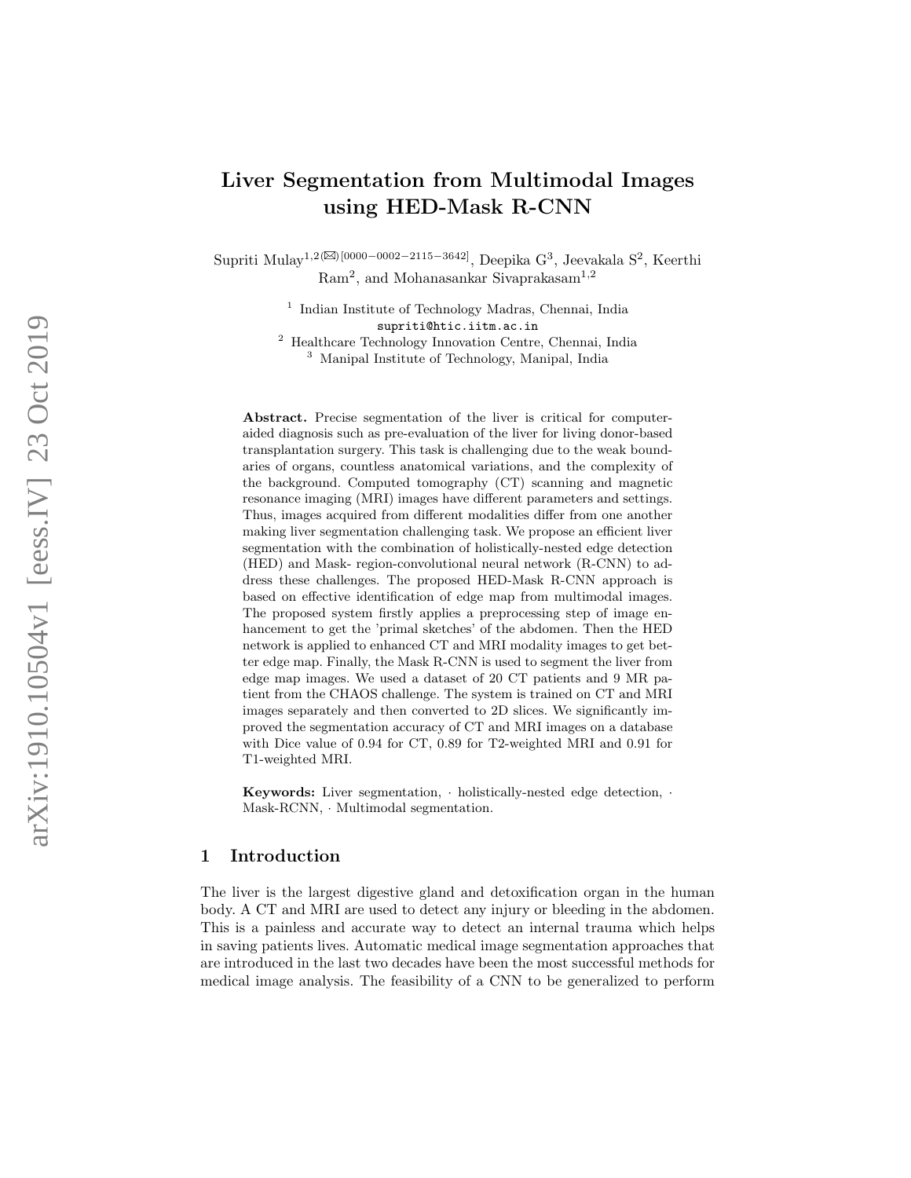# Liver Segmentation from Multimodal Images using HED-Mask R-CNN

Supriti Mulay[1,2] (✉) [0000-0002-2115-3642], Deepika G[3], Jeevakala S[2], Keerthi Ram[2], and Mohanasankar Sivaprakasam[1,2]

[1] Indian Institute of Technology Madras, Chennai, India
supriti@htic.iitm.ac.in
[2] Healthcare Technology Innovation Centre, Chennai, India
[3] Manipal Institute of Technology, Manipal, India

**Abstract.** Precise segmentation of the liver is critical for computer-aided diagnosis such as pre-evaluation of the liver for living donor-based transplantation surgery. This task is challenging due to the weak boundaries of organs, countless anatomical variations, and the complexity of the background. Computed tomography (CT) scanning and magnetic resonance imaging (MRI) images have different parameters and settings. Thus, images acquired from different modalities differ from one another making liver segmentation challenging task. We propose an efficient liver segmentation with the combination of holistically-nested edge detection (HED) and Mask- region-convolutional neural network (R-CNN) to address these challenges. The proposed HED-Mask R-CNN approach is based on effective identification of edge map from multimodal images. The proposed system firstly applies a preprocessing step of image enhancement to get the 'primal sketches' of the abdomen. Then the HED network is applied to enhanced CT and MRI modality images to get better edge map. Finally, the Mask R-CNN is used to segment the liver from edge map images. We used a dataset of 20 CT patients and 9 MR patient from the CHAOS challenge. The system is trained on CT and MRI images separately and then converted to 2D slices. We significantly improved the segmentation accuracy of CT and MRI images on a database with Dice value of 0.94 for CT, 0.89 for T2-weighted MRI and 0.91 for T1-weighted MRI.

**Keywords:** Liver segmentation, · holistically-nested edge detection, · Mask-RCNN, · Multimodal segmentation.

## 1 Introduction

The liver is the largest digestive gland and detoxification organ in the human body. A CT and MRI are used to detect any injury or bleeding in the abdomen. This is a painless and accurate way to detect an internal trauma which helps in saving patients lives. Automatic medical image segmentation approaches that are introduced in the last two decades have been the most successful methods for medical image analysis. The feasibility of a CNN to be generalized to perform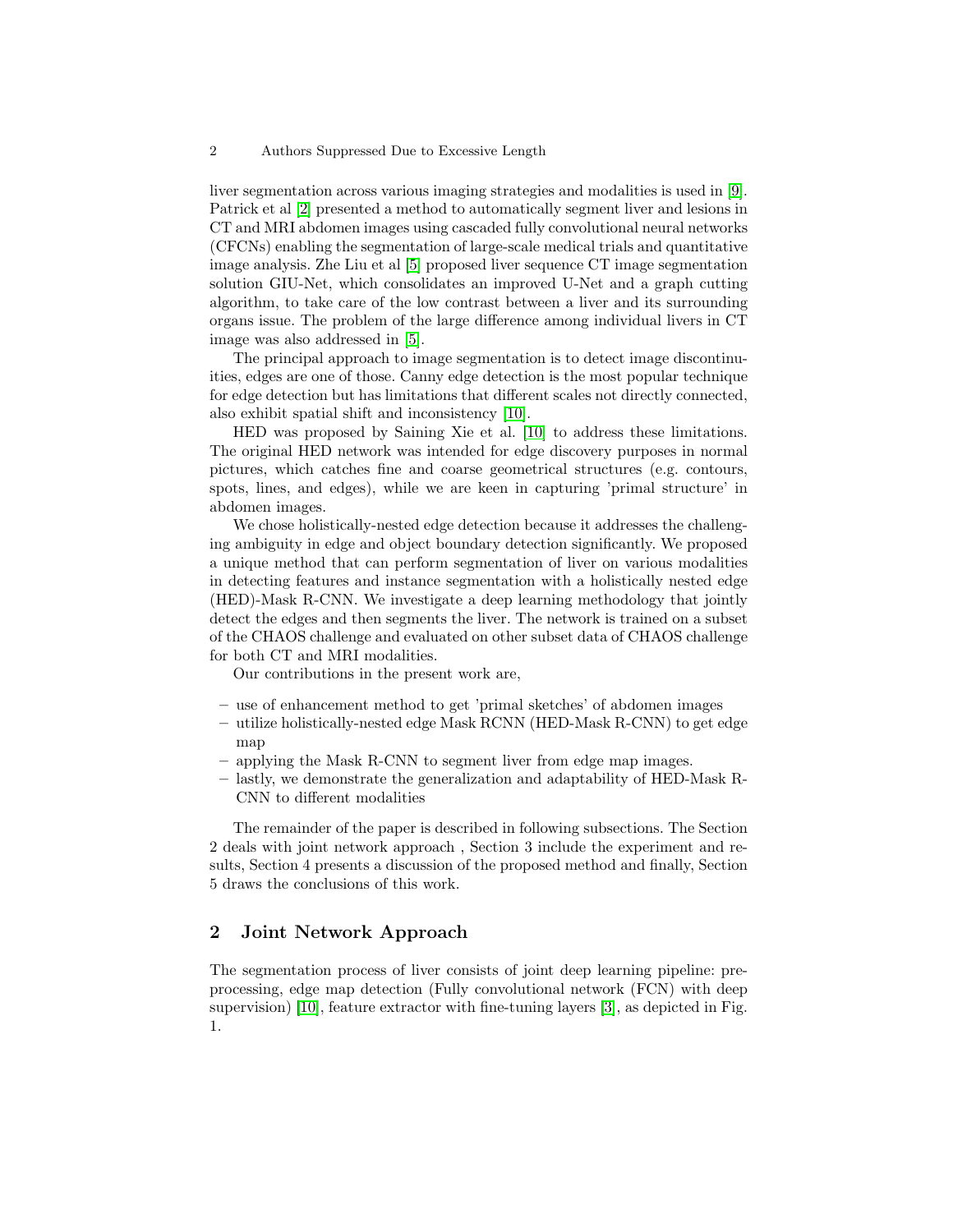liver segmentation across various imaging strategies and modalities is used in [9]. Patrick et al [2] presented a method to automatically segment liver and lesions in CT and MRI abdomen images using cascaded fully convolutional neural networks (CFCNs) enabling the segmentation of large-scale medical trials and quantitative image analysis. Zhe Liu et al [5] proposed liver sequence CT image segmentation solution GIU-Net, which consolidates an improved U-Net and a graph cutting algorithm, to take care of the low contrast between a liver and its surrounding organs issue. The problem of the large difference among individual livers in CT image was also addressed in [5].

The principal approach to image segmentation is to detect image discontinuities, edges are one of those. Canny edge detection is the most popular technique for edge detection but has limitations that different scales not directly connected, also exhibit spatial shift and inconsistency [10].

HED was proposed by Saining Xie et al. [10] to address these limitations. The original HED network was intended for edge discovery purposes in normal pictures, which catches fine and coarse geometrical structures (e.g. contours, spots, lines, and edges), while we are keen in capturing 'primal structure' in abdomen images.

We chose holistically-nested edge detection because it addresses the challenging ambiguity in edge and object boundary detection significantly. We proposed a unique method that can perform segmentation of liver on various modalities in detecting features and instance segmentation with a holistically nested edge (HED)-Mask R-CNN. We investigate a deep learning methodology that jointly detect the edges and then segments the liver. The network is trained on a subset of the CHAOS challenge and evaluated on other subset data of CHAOS challenge for both CT and MRI modalities.

Our contributions in the present work are,

- use of enhancement method to get 'primal sketches' of abdomen images
- utilize holistically-nested edge Mask RCNN (HED-Mask R-CNN) to get edge map
- applying the Mask R-CNN to segment liver from edge map images.
- lastly, we demonstrate the generalization and adaptability of HED-Mask R-CNN to different modalities

The remainder of the paper is described in following subsections. The Section 2 deals with joint network approach , Section 3 include the experiment and results, Section 4 presents a discussion of the proposed method and finally, Section 5 draws the conclusions of this work.

## 2 Joint Network Approach

The segmentation process of liver consists of joint deep learning pipeline: preprocessing, edge map detection (Fully convolutional network (FCN) with deep supervision) [10], feature extractor with fine-tuning layers [3], as depicted in Fig. 1.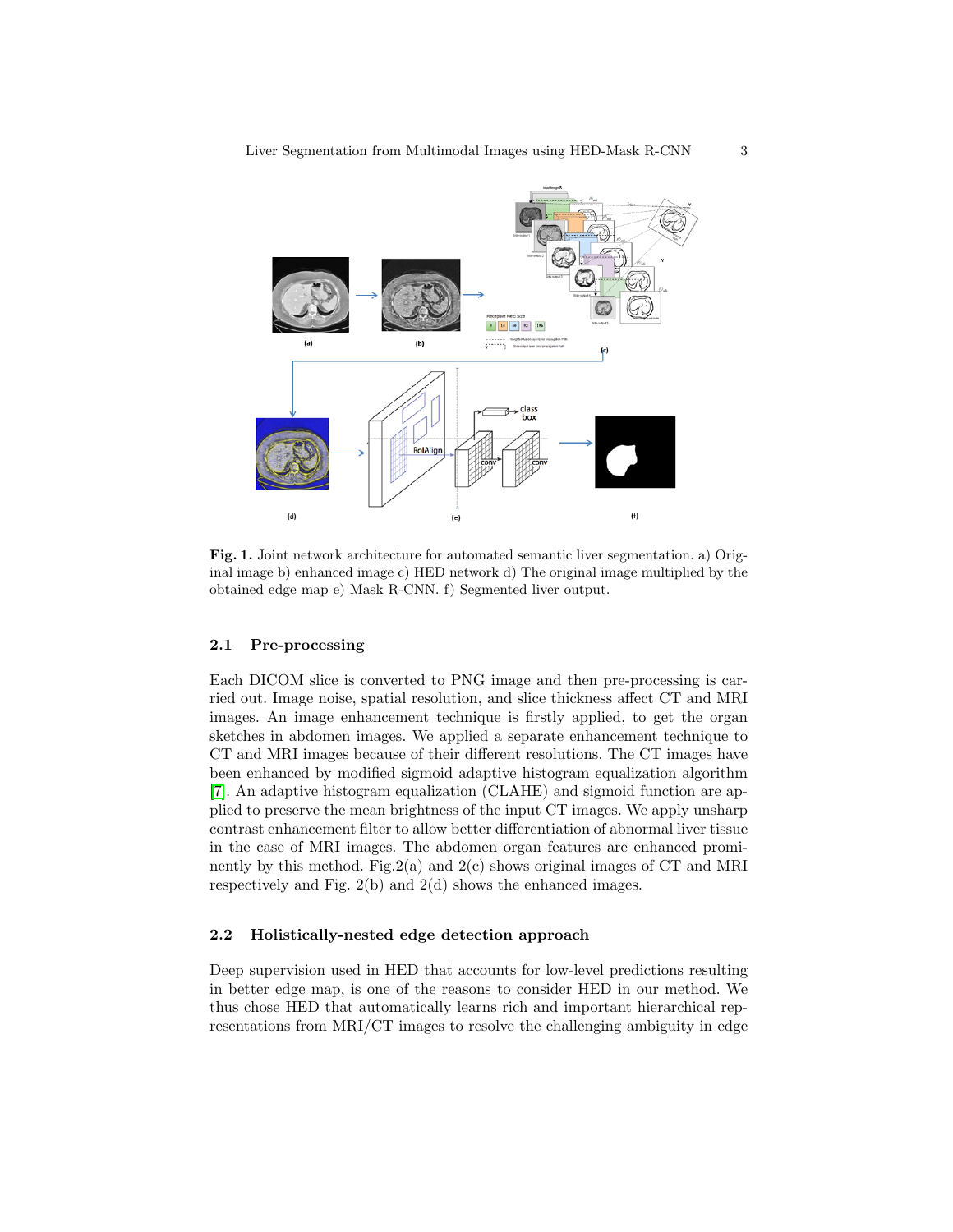**Fig. 1.** Joint network architecture for automated semantic liver segmentation. a) Original image b) enhanced image c) HED network d) The original image multiplied by the obtained edge map e) Mask R-CNN. f) Segmented liver output.

### 2.1 Pre-processing

Each DICOM slice is converted to PNG image and then pre-processing is carried out. Image noise, spatial resolution, and slice thickness affect CT and MRI images. An image enhancement technique is firstly applied, to get the organ sketches in abdomen images. We applied a separate enhancement technique to CT and MRI images because of their different resolutions. The CT images have been enhanced by modified sigmoid adaptive histogram equalization algorithm [7]. An adaptive histogram equalization (CLAHE) and sigmoid function are applied to preserve the mean brightness of the input CT images. We apply unsharp contrast enhancement filter to allow better differentiation of abnormal liver tissue in the case of MRI images. The abdomen organ features are enhanced prominently by this method. Fig.2(a) and 2(c) shows original images of CT and MRI respectively and Fig. 2(b) and 2(d) shows the enhanced images.

### 2.2 Holistically-nested edge detection approach

Deep supervision used in HED that accounts for low-level predictions resulting in better edge map, is one of the reasons to consider HED in our method. We thus chose HED that automatically learns rich and important hierarchical representations from MRI/CT images to resolve the challenging ambiguity in edge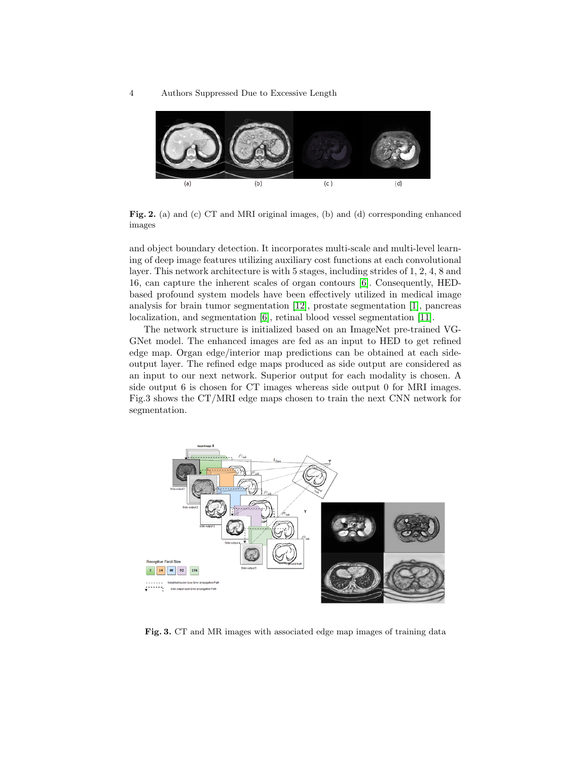**Fig. 2.** (a) and (c) CT and MRI original images, (b) and (d) corresponding enhanced images

and object boundary detection. It incorporates multi-scale and multi-level learning of deep image features utilizing auxiliary cost functions at each convolutional layer. This network architecture is with 5 stages, including strides of 1, 2, 4, 8 and 16, can capture the inherent scales of organ contours [6]. Consequently, HED-based profound system models have been effectively utilized in medical image analysis for brain tumor segmentation [12], prostate segmentation [1], pancreas localization, and segmentation [6], retinal blood vessel segmentation [11].

The network structure is initialized based on an ImageNet pre-trained VGGNet model. The enhanced images are fed as an input to HED to get refined edge map. Organ edge/interior map predictions can be obtained at each side-output layer. The refined edge maps produced as side output are considered as an input to our next network. Superior output for each modality is chosen. A side output 6 is chosen for CT images whereas side output 0 for MRI images. Fig.3 shows the CT/MRI edge maps chosen to train the next CNN network for segmentation.

**Fig. 3.** CT and MR images with associated edge map images of training data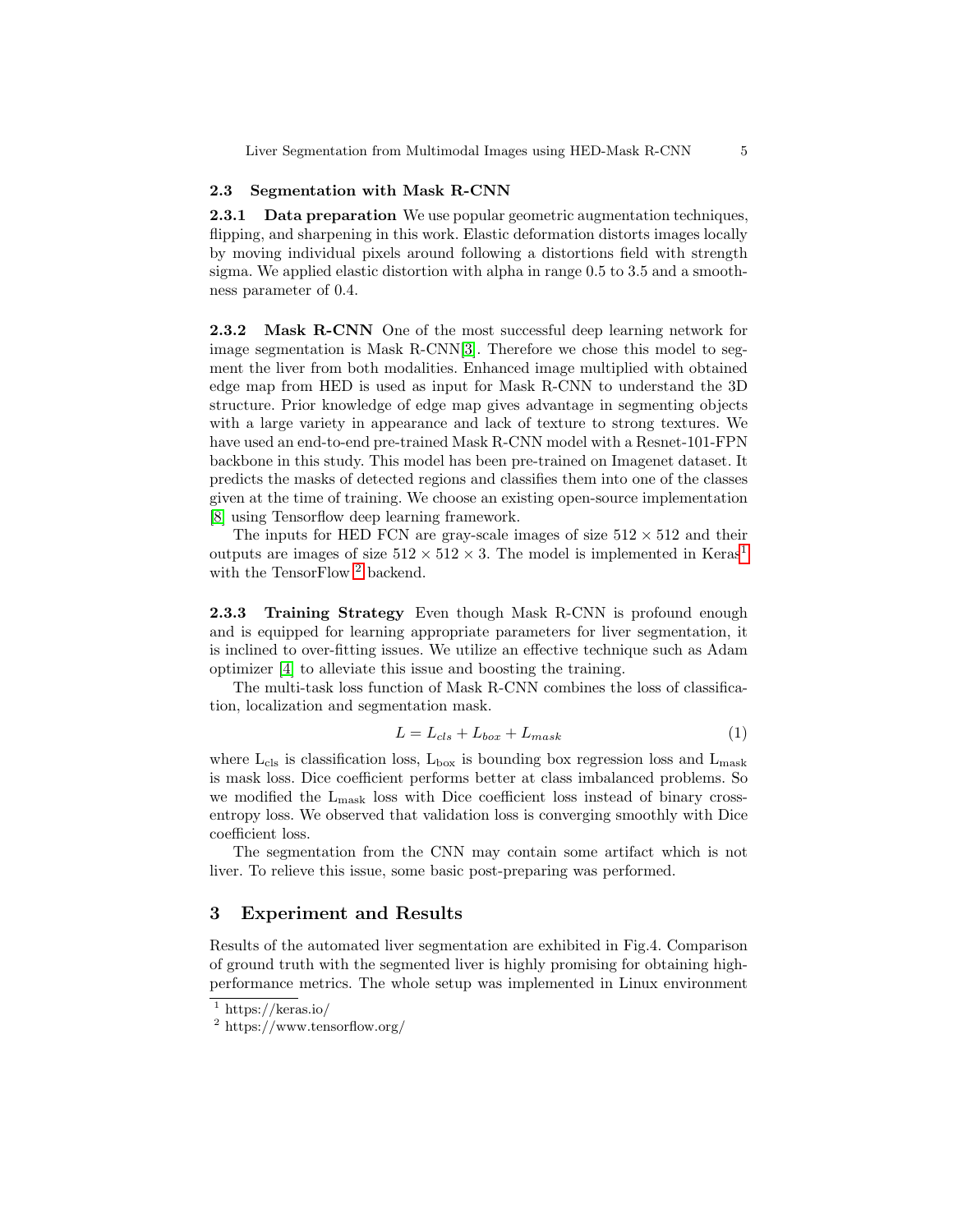### 2.3 Segmentation with Mask R-CNN

**2.3.1 Data preparation** We use popular geometric augmentation techniques, flipping, and sharpening in this work. Elastic deformation distorts images locally by moving individual pixels around following a distortions field with strength sigma. We applied elastic distortion with alpha in range 0.5 to 3.5 and a smoothness parameter of 0.4.

**2.3.2 Mask R-CNN** One of the most successful deep learning network for image segmentation is Mask R-CNN[3]. Therefore we chose this model to segment the liver from both modalities. Enhanced image multiplied with obtained edge map from HED is used as input for Mask R-CNN to understand the 3D structure. Prior knowledge of edge map gives advantage in segmenting objects with a large variety in appearance and lack of texture to strong textures. We have used an end-to-end pre-trained Mask R-CNN model with a Resnet-101-FPN backbone in this study. This model has been pre-trained on Imagenet dataset. It predicts the masks of detected regions and classifies them into one of the classes given at the time of training. We choose an existing open-source implementation [8] using Tensorflow deep learning framework.

The inputs for HED FCN are gray-scale images of size $512 \times 512$ and their outputs are images of size $512 \times 512 \times 3$. The model is implemented in Keras[1] with the TensorFlow [2] backend.

**2.3.3 Training Strategy** Even though Mask R-CNN is profound enough and is equipped for learning appropriate parameters for liver segmentation, it is inclined to over-fitting issues. We utilize an effective technique such as Adam optimizer [4] to alleviate this issue and boosting the training.

The multi-task loss function of Mask R-CNN combines the loss of classification, localization and segmentation mask.

$$L = L_{cls} + L_{box} + L_{mask} \tag{1}$$

where $L_{cls}$ is classification loss, $L_{box}$ is bounding box regression loss and $L_{mask}$ is mask loss. Dice coefficient performs better at class imbalanced problems. So we modified the $L_{mask}$ loss with Dice coefficient loss instead of binary cross-entropy loss. We observed that validation loss is converging smoothly with Dice coefficient loss.

The segmentation from the CNN may contain some artifact which is not liver. To relieve this issue, some basic post-preparing was performed.

## 3 Experiment and Results

Results of the automated liver segmentation are exhibited in Fig.4. Comparison of ground truth with the segmented liver is highly promising for obtaining high-performance metrics. The whole setup was implemented in Linux environment

[1] https://keras.io/

[2] https://www.tensorflow.org/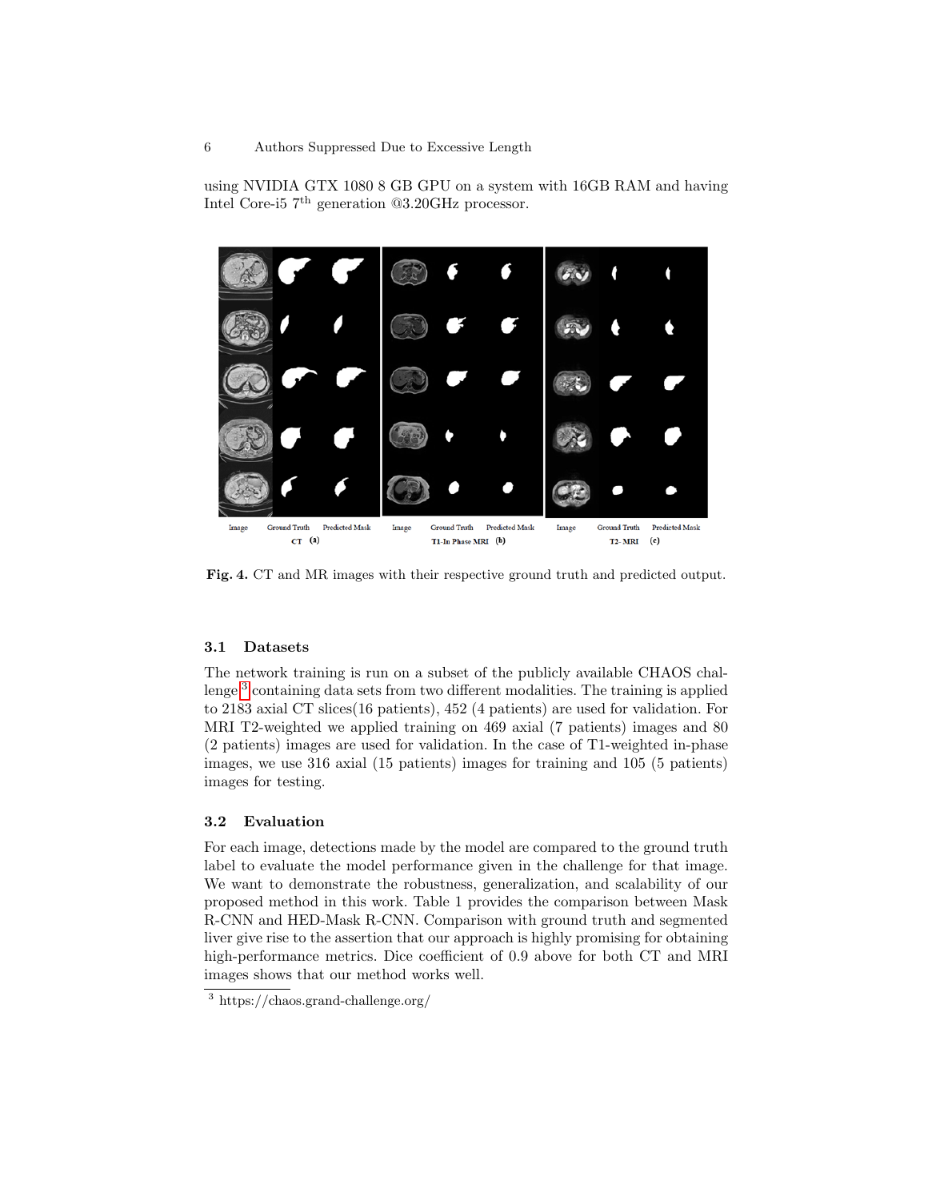using NVIDIA GTX 1080 8 GB GPU on a system with 16GB RAM and having Intel Core-i5 7th generation @3.20GHz processor.

Fig. 4. CT and MR images with their respective ground truth and predicted output.

### 3.1 Datasets

The network training is run on a subset of the publicly available CHAOS challenge[3] containing data sets from two different modalities. The training is applied to 2183 axial CT slices(16 patients), 452 (4 patients) are used for validation. For MRI T2-weighted we applied training on 469 axial (7 patients) images and 80 (2 patients) images are used for validation. In the case of T1-weighted in-phase images, we use 316 axial (15 patients) images for training and 105 (5 patients) images for testing.

### 3.2 Evaluation

For each image, detections made by the model are compared to the ground truth label to evaluate the model performance given in the challenge for that image. We want to demonstrate the robustness, generalization, and scalability of our proposed method in this work. Table 1 provides the comparison between Mask R-CNN and HED-Mask R-CNN. Comparison with ground truth and segmented liver give rise to the assertion that our approach is highly promising for obtaining high-performance metrics. Dice coefficient of 0.9 above for both CT and MRI images shows that our method works well.

[3] https://chaos.grand-challenge.org/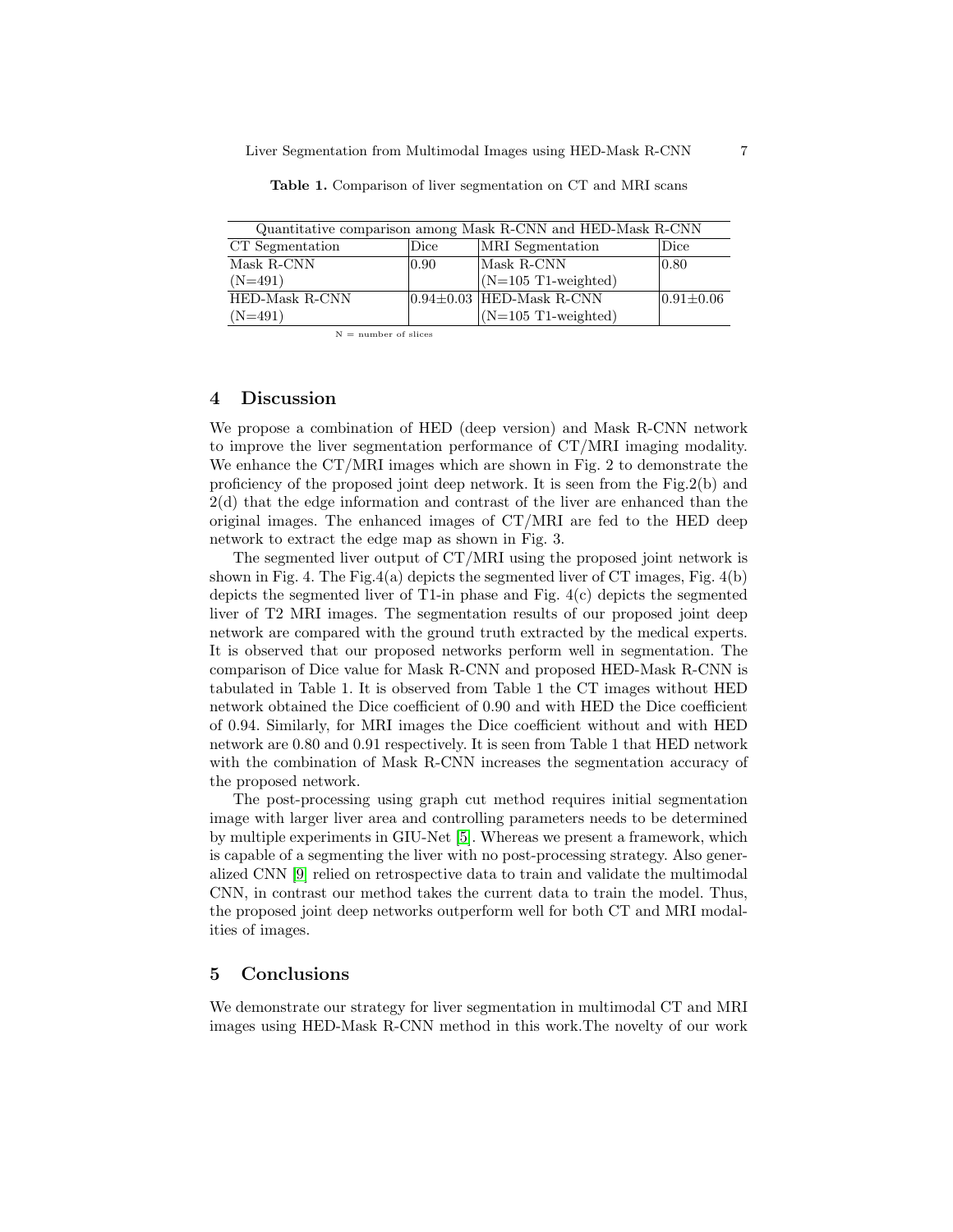**Table 1.** Comparison of liver segmentation on CT and MRI scans

| Quantitative comparison among Mask R-CNN and HED-Mask R-CNN | | | |
|---|---|---|---|
| CT Segmentation | Dice | MRI Segmentation | Dice |
| Mask R-CNN (N=491) | 0.90 | Mask R-CNN (N=105 T1-weighted) | 0.80 |
| HED-Mask R-CNN (N=491) | $0.94 \pm 0.03$ | HED-Mask R-CNN (N=105 T1-weighted) | $0.91 \pm 0.06$ |

N = number of slices

## 4 Discussion

We propose a combination of HED (deep version) and Mask R-CNN network to improve the liver segmentation performance of CT/MRI imaging modality. We enhance the CT/MRI images which are shown in Fig. 2 to demonstrate the proficiency of the proposed joint deep network. It is seen from the Fig.2(b) and 2(d) that the edge information and contrast of the liver are enhanced than the original images. The enhanced images of CT/MRI are fed to the HED deep network to extract the edge map as shown in Fig. 3.

The segmented liver output of CT/MRI using the proposed joint network is shown in Fig. 4. The Fig.4(a) depicts the segmented liver of CT images, Fig. 4(b) depicts the segmented liver of T1-in phase and Fig. 4(c) depicts the segmented liver of T2 MRI images. The segmentation results of our proposed joint deep network are compared with the ground truth extracted by the medical experts. It is observed that our proposed networks perform well in segmentation. The comparison of Dice value for Mask R-CNN and proposed HED-Mask R-CNN is tabulated in Table 1. It is observed from Table 1 the CT images without HED network obtained the Dice coefficient of 0.90 and with HED the Dice coefficient of 0.94. Similarly, for MRI images the Dice coefficient without and with HED network are 0.80 and 0.91 respectively. It is seen from Table 1 that HED network with the combination of Mask R-CNN increases the segmentation accuracy of the proposed network.

The post-processing using graph cut method requires initial segmentation image with larger liver area and controlling parameters needs to be determined by multiple experiments in GIU-Net [5]. Whereas we present a framework, which is capable of a segmenting the liver with no post-processing strategy. Also generalized CNN [9] relied on retrospective data to train and validate the multimodal CNN, in contrast our method takes the current data to train the model. Thus, the proposed joint deep networks outperform well for both CT and MRI modalities of images.

## 5 Conclusions

We demonstrate our strategy for liver segmentation in multimodal CT and MRI images using HED-Mask R-CNN method in this work.The novelty of our work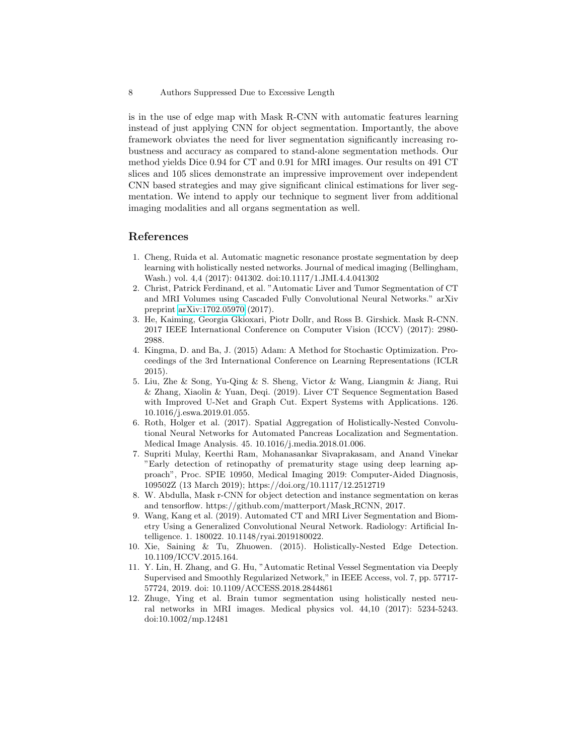is in the use of edge map with Mask R-CNN with automatic features learning instead of just applying CNN for object segmentation. Importantly, the above framework obviates the need for liver segmentation significantly increasing robustness and accuracy as compared to stand-alone segmentation methods. Our method yields Dice 0.94 for CT and 0.91 for MRI images. Our results on 491 CT slices and 105 slices demonstrate an impressive improvement over independent CNN based strategies and may give significant clinical estimations for liver segmentation. We intend to apply our technique to segment liver from additional imaging modalities and all organs segmentation as well.

## References

1. Cheng, Ruida et al. Automatic magnetic resonance prostate segmentation by deep learning with holistically nested networks. Journal of medical imaging (Bellingham, Wash.) vol. 4,4 (2017): 041302. doi:10.1117/1.JMI.4.4.041302
2. Christ, Patrick Ferdinand, et al. "Automatic Liver and Tumor Segmentation of CT and MRI Volumes using Cascaded Fully Convolutional Neural Networks." arXiv preprint arXiv:1702.05970 (2017).
3. He, Kaiming, Georgia Gkioxari, Piotr Dollr, and Ross B. Girshick. Mask R-CNN. 2017 IEEE International Conference on Computer Vision (ICCV) (2017): 2980-2988.
4. Kingma, D. and Ba, J. (2015) Adam: A Method for Stochastic Optimization. Proceedings of the 3rd International Conference on Learning Representations (ICLR 2015).
5. Liu, Zhe & Song, Yu-Qing & S. Sheng, Victor & Wang, Liangmin & Jiang, Rui & Zhang, Xiaolin & Yuan, Deqi. (2019). Liver CT Sequence Segmentation Based with Improved U-Net and Graph Cut. Expert Systems with Applications. 126. 10.1016/j.eswa.2019.01.055.
6. Roth, Holger et al. (2017). Spatial Aggregation of Holistically-Nested Convolutional Neural Networks for Automated Pancreas Localization and Segmentation. Medical Image Analysis. 45. 10.1016/j.media.2018.01.006.
7. Supriti Mulay, Keerthi Ram, Mohanasankar Sivaprakasam, and Anand Vinekar "Early detection of retinopathy of prematurity stage using deep learning approach", Proc. SPIE 10950, Medical Imaging 2019: Computer-Aided Diagnosis, 109502Z (13 March 2019); https://doi.org/10.1117/12.2512719
8. W. Abdulla, Mask r-CNN for object detection and instance segmentation on keras and tensorflow. https://github.com/matterport/Mask_RCNN, 2017.
9. Wang, Kang et al. (2019). Automated CT and MRI Liver Segmentation and Biometry Using a Generalized Convolutional Neural Network. Radiology: Artificial Intelligence. 1. 180022. 10.1148/ryai.2019180022.
10. Xie, Saining & Tu, Zhuowen. (2015). Holistically-Nested Edge Detection. 10.1109/ICCV.2015.164.
11. Y. Lin, H. Zhang, and G. Hu, "Automatic Retinal Vessel Segmentation via Deeply Supervised and Smoothly Regularized Network," in IEEE Access, vol. 7, pp. 57717-57724, 2019. doi: 10.1109/ACCESS.2018.2844861
12. Zhuge, Ying et al. Brain tumor segmentation using holistically nested neural networks in MRI images. Medical physics vol. 44,10 (2017): 5234-5243. doi:10.1002/mp.12481